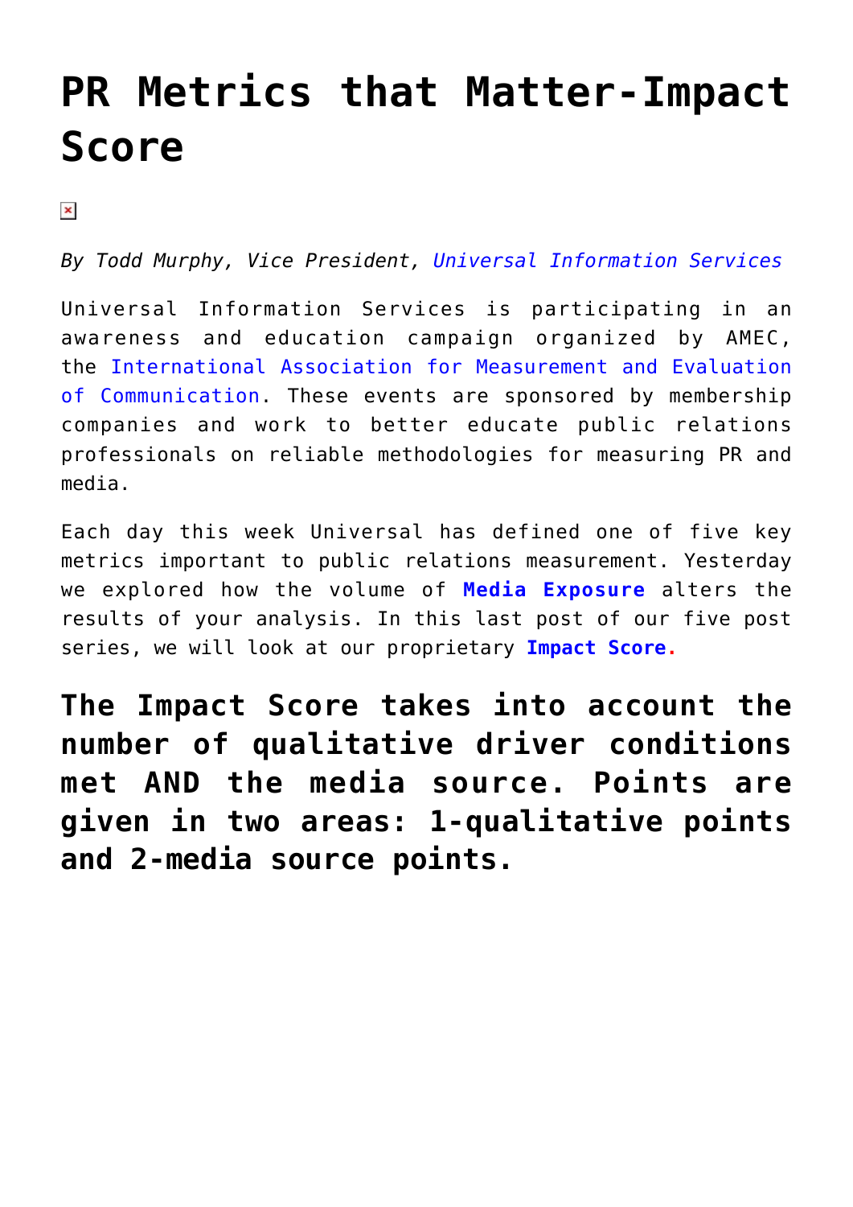# PR Metrics that Matter-Impact Score

*By Todd Murphy, Vice President, Universal Information Services*

Universal Information Services is participating in an awareness and education campaign organized by AMEC, the International Association for Measurement and Evaluation of Communication. These events are sponsored by membership companies and work to better educate public relations professionals on reliable methodologies for measuring PR and media.

Each day this week Universal has defined one of five key metrics important to public relations measurement. Yesterday we explored how the volume of **Media Exposure** alters the results of your analysis. In this last post of our five post series, we will look at our proprietary **Impact Score**.

## The Impact Score takes into account the number of qualitative driver conditions met AND the media source. Points are given in two areas: 1-qualitative points and 2-media source points.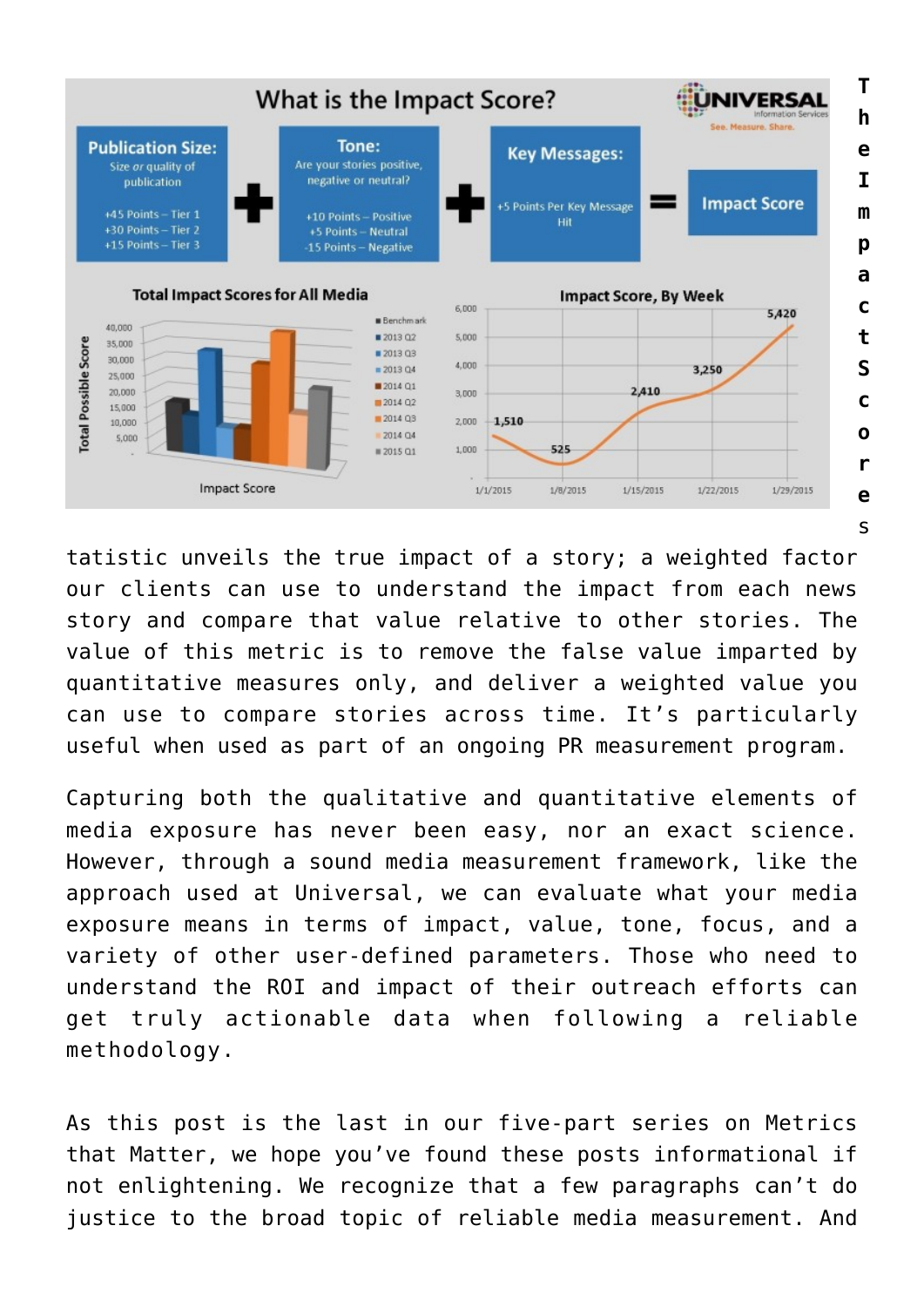The Impact Score statistic unveils the true impact of a story; a weighted factor our clients can use to understand the impact from each news story and compare that value relative to other stories. The value of this metric is to remove the false value imparted by quantitative measures only, and deliver a weighted value you can use to compare stories across time. It's particularly useful when used as part of an ongoing PR measurement program.

Capturing both the qualitative and quantitative elements of media exposure has never been easy, nor an exact science. However, through a sound media measurement framework, like the approach used at Universal, we can evaluate what your media exposure means in terms of impact, value, tone, focus, and a variety of other user-defined parameters. Those who need to understand the ROI and impact of their outreach efforts can get truly actionable data when following a reliable methodology.

As this post is the last in our five-part series on Metrics that Matter, we hope you've found these posts informational if not enlightening. We recognize that a few paragraphs can't do justice to the broad topic of reliable media measurement. And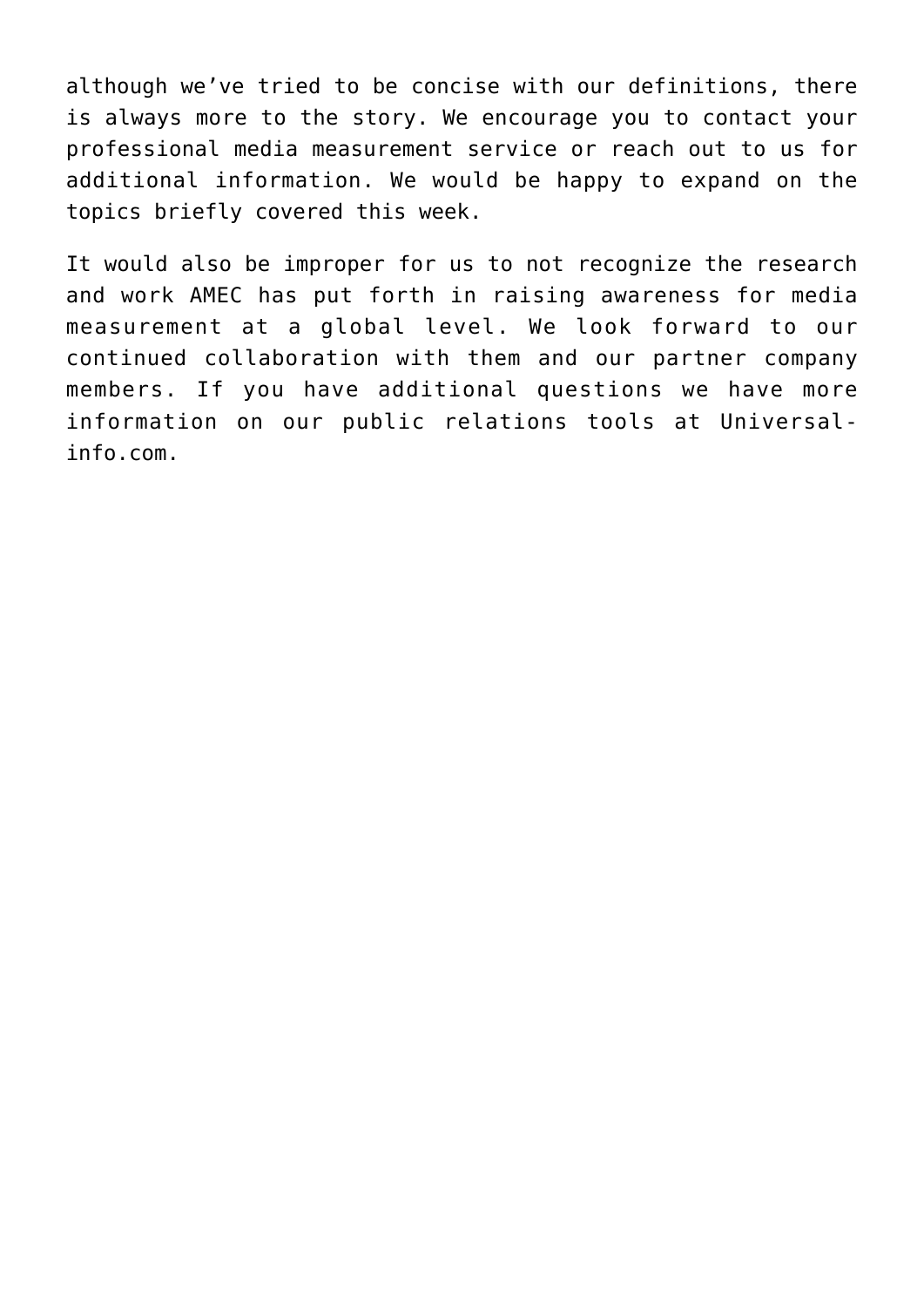although we've tried to be concise with our definitions, there is always more to the story. We encourage you to contact your professional media measurement service or reach out to us for additional information. We would be happy to expand on the topics briefly covered this week.

It would also be improper for us to not recognize the research and work AMEC has put forth in raising awareness for media measurement at a global level. We look forward to our continued collaboration with them and our partner company members. If you have additional questions we have more information on our public relations tools at Universal-info.com.